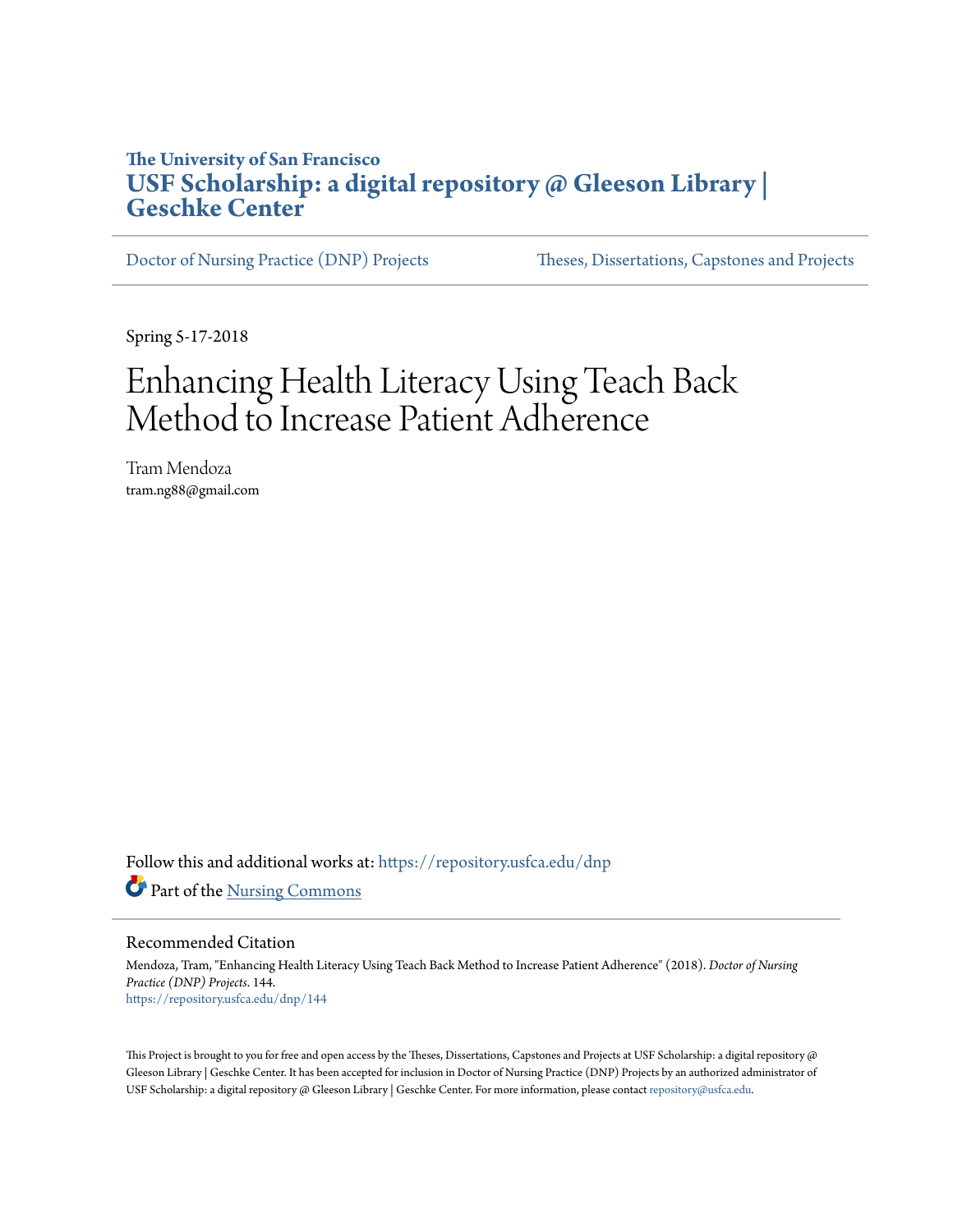The University of San Francisco

# USF Scholarship: a digital repository @ Gleeson Library | Geschke Center

Doctor of Nursing Practice (DNP) Projects | Theses, Dissertations, Capstones and Projects

Spring 5-17-2018

# Enhancing Health Literacy Using Teach Back Method to Increase Patient Adherence

Tram Mendoza
tram.ng88@gmail.com

Follow this and additional works at: https://repository.usfca.edu/dnp

Part of the Nursing Commons

## Recommended Citation

Mendoza, Tram, "Enhancing Health Literacy Using Teach Back Method to Increase Patient Adherence" (2018). *Doctor of Nursing Practice (DNP) Projects*. 144.
https://repository.usfca.edu/dnp/144

This Project is brought to you for free and open access by the Theses, Dissertations, Capstones and Projects at USF Scholarship: a digital repository @ Gleeson Library | Geschke Center. It has been accepted for inclusion in Doctor of Nursing Practice (DNP) Projects by an authorized administrator of USF Scholarship: a digital repository @ Gleeson Library | Geschke Center. For more information, please contact repository@usfca.edu.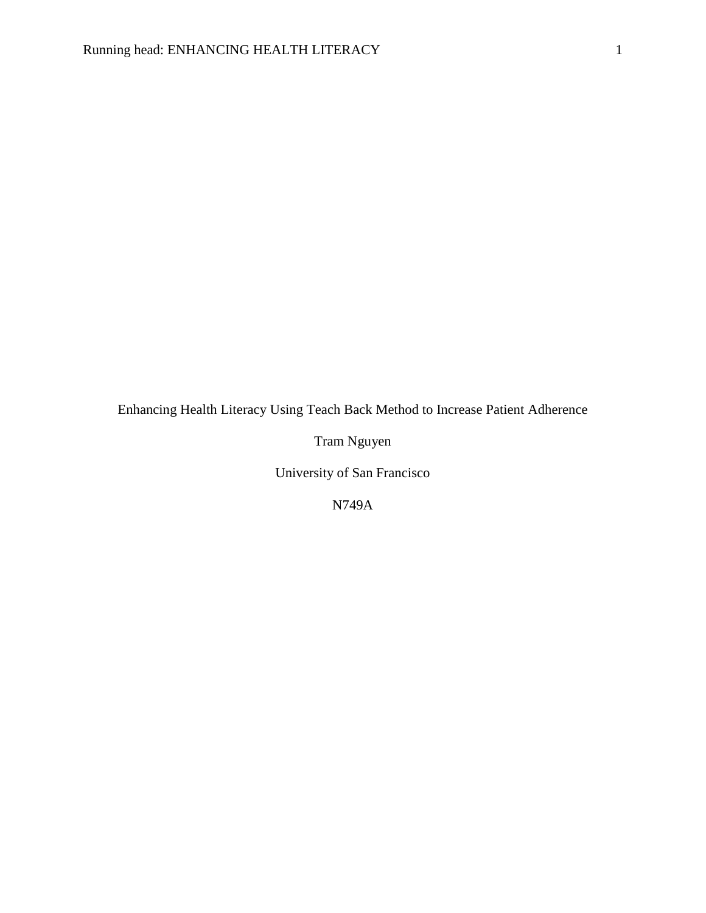# Enhancing Health Literacy Using Teach Back Method to Increase Patient Adherence

Tram Nguyen

University of San Francisco

N749A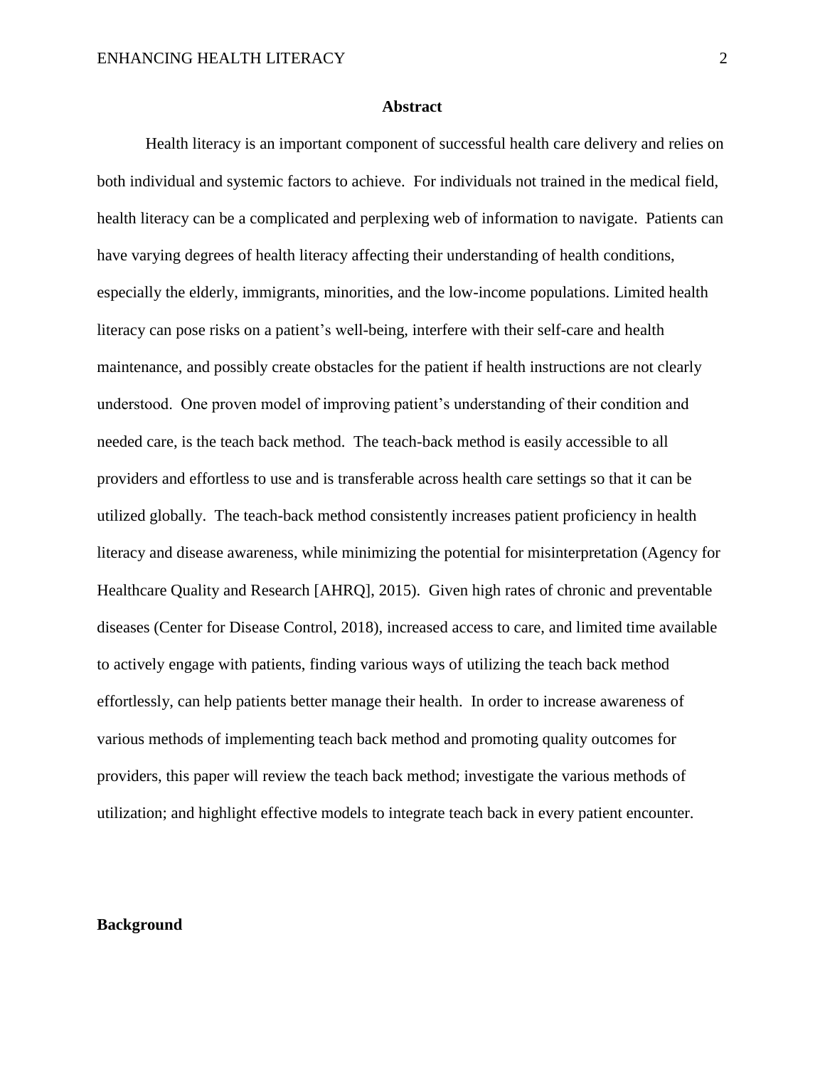## Abstract

Health literacy is an important component of successful health care delivery and relies on both individual and systemic factors to achieve. For individuals not trained in the medical field, health literacy can be a complicated and perplexing web of information to navigate. Patients can have varying degrees of health literacy affecting their understanding of health conditions, especially the elderly, immigrants, minorities, and the low-income populations. Limited health literacy can pose risks on a patient's well-being, interfere with their self-care and health maintenance, and possibly create obstacles for the patient if health instructions are not clearly understood. One proven model of improving patient's understanding of their condition and needed care, is the teach back method. The teach-back method is easily accessible to all providers and effortless to use and is transferable across health care settings so that it can be utilized globally. The teach-back method consistently increases patient proficiency in health literacy and disease awareness, while minimizing the potential for misinterpretation (Agency for Healthcare Quality and Research [AHRQ], 2015). Given high rates of chronic and preventable diseases (Center for Disease Control, 2018), increased access to care, and limited time available to actively engage with patients, finding various ways of utilizing the teach back method effortlessly, can help patients better manage their health. In order to increase awareness of various methods of implementing teach back method and promoting quality outcomes for providers, this paper will review the teach back method; investigate the various methods of utilization; and highlight effective models to integrate teach back in every patient encounter.

## Background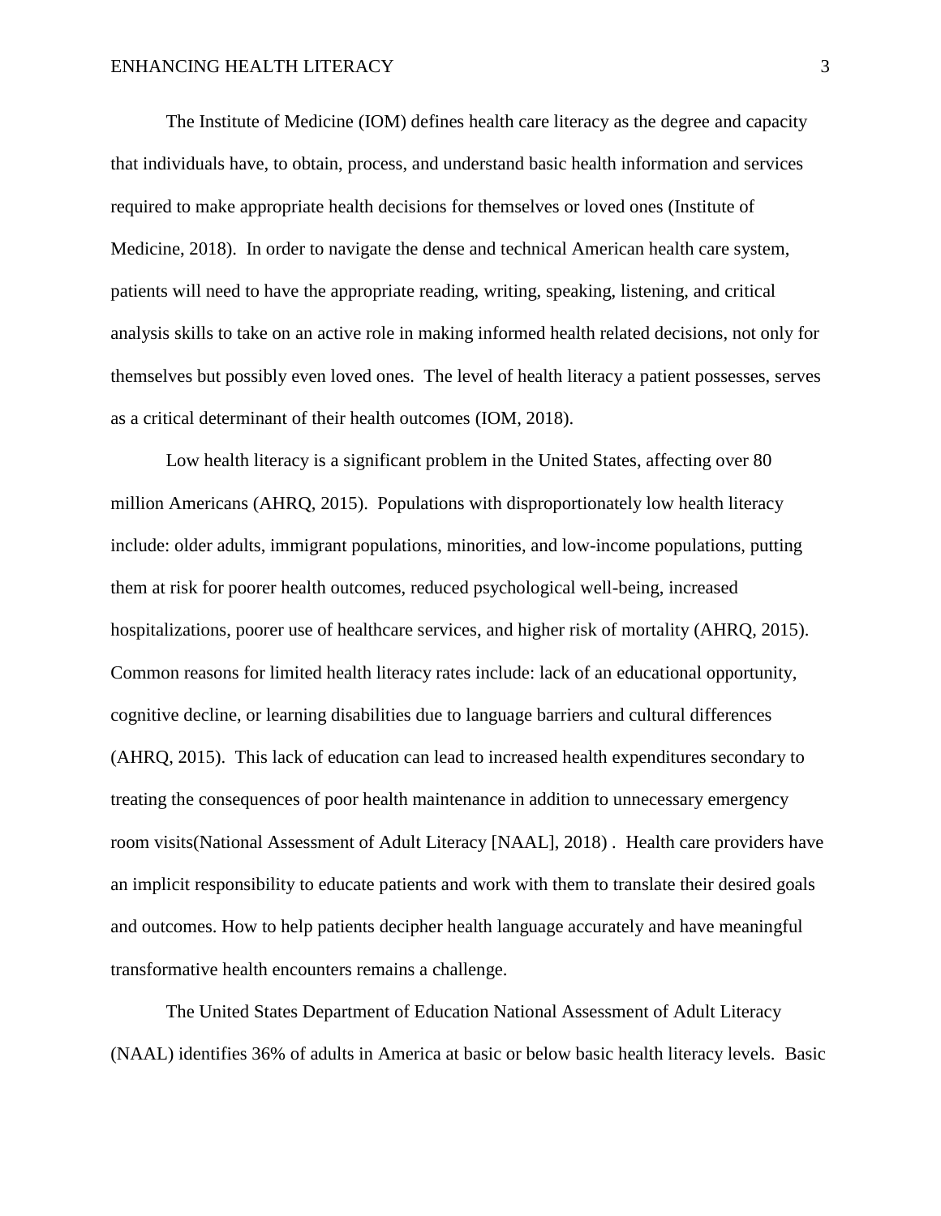The Institute of Medicine (IOM) defines health care literacy as the degree and capacity that individuals have, to obtain, process, and understand basic health information and services required to make appropriate health decisions for themselves or loved ones (Institute of Medicine, 2018). In order to navigate the dense and technical American health care system, patients will need to have the appropriate reading, writing, speaking, listening, and critical analysis skills to take on an active role in making informed health related decisions, not only for themselves but possibly even loved ones. The level of health literacy a patient possesses, serves as a critical determinant of their health outcomes (IOM, 2018).

Low health literacy is a significant problem in the United States, affecting over 80 million Americans (AHRQ, 2015). Populations with disproportionately low health literacy include: older adults, immigrant populations, minorities, and low-income populations, putting them at risk for poorer health outcomes, reduced psychological well-being, increased hospitalizations, poorer use of healthcare services, and higher risk of mortality (AHRQ, 2015). Common reasons for limited health literacy rates include: lack of an educational opportunity, cognitive decline, or learning disabilities due to language barriers and cultural differences (AHRQ, 2015). This lack of education can lead to increased health expenditures secondary to treating the consequences of poor health maintenance in addition to unnecessary emergency room visits(National Assessment of Adult Literacy [NAAL], 2018) . Health care providers have an implicit responsibility to educate patients and work with them to translate their desired goals and outcomes. How to help patients decipher health language accurately and have meaningful transformative health encounters remains a challenge.

The United States Department of Education National Assessment of Adult Literacy (NAAL) identifies 36% of adults in America at basic or below basic health literacy levels. Basic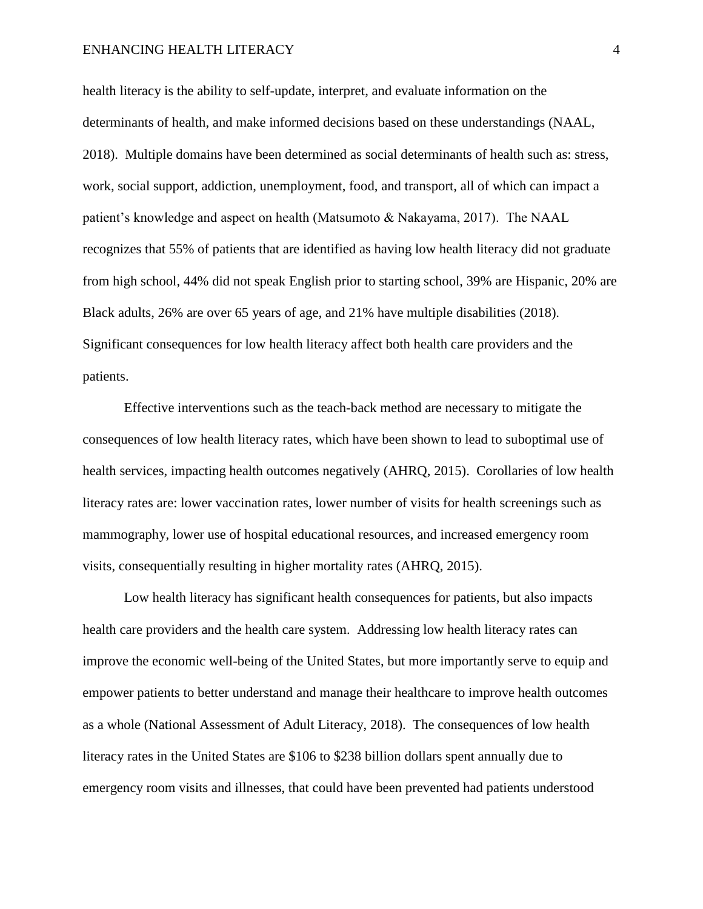health literacy is the ability to self-update, interpret, and evaluate information on the determinants of health, and make informed decisions based on these understandings (NAAL, 2018). Multiple domains have been determined as social determinants of health such as: stress, work, social support, addiction, unemployment, food, and transport, all of which can impact a patient's knowledge and aspect on health (Matsumoto & Nakayama, 2017). The NAAL recognizes that 55% of patients that are identified as having low health literacy did not graduate from high school, 44% did not speak English prior to starting school, 39% are Hispanic, 20% are Black adults, 26% are over 65 years of age, and 21% have multiple disabilities (2018). Significant consequences for low health literacy affect both health care providers and the patients.

Effective interventions such as the teach-back method are necessary to mitigate the consequences of low health literacy rates, which have been shown to lead to suboptimal use of health services, impacting health outcomes negatively (AHRQ, 2015). Corollaries of low health literacy rates are: lower vaccination rates, lower number of visits for health screenings such as mammography, lower use of hospital educational resources, and increased emergency room visits, consequentially resulting in higher mortality rates (AHRQ, 2015).

Low health literacy has significant health consequences for patients, but also impacts health care providers and the health care system. Addressing low health literacy rates can improve the economic well-being of the United States, but more importantly serve to equip and empower patients to better understand and manage their healthcare to improve health outcomes as a whole (National Assessment of Adult Literacy, 2018). The consequences of low health literacy rates in the United States are $106 to $238 billion dollars spent annually due to emergency room visits and illnesses, that could have been prevented had patients understood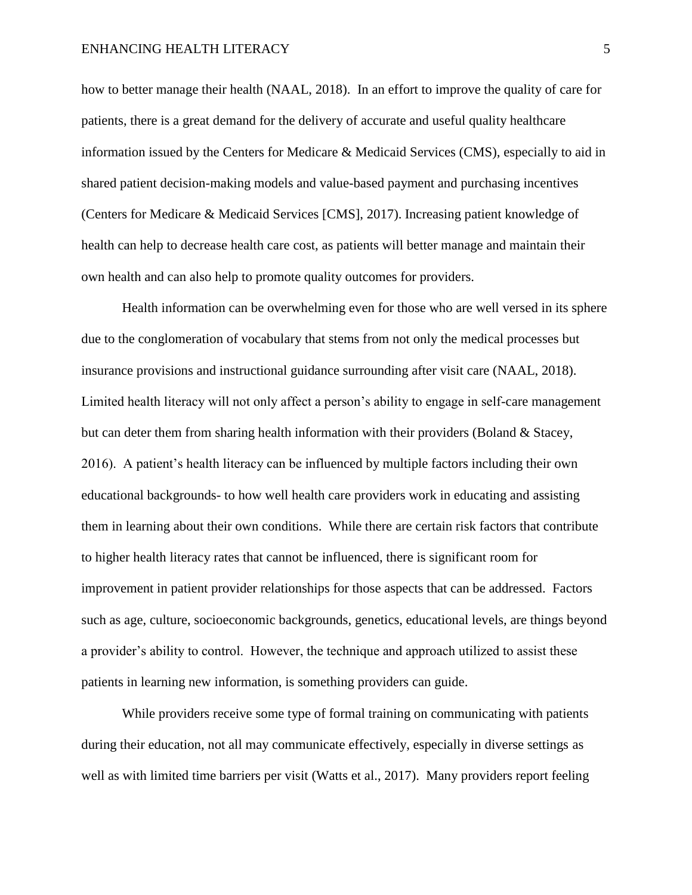how to better manage their health (NAAL, 2018). In an effort to improve the quality of care for patients, there is a great demand for the delivery of accurate and useful quality healthcare information issued by the Centers for Medicare & Medicaid Services (CMS), especially to aid in shared patient decision-making models and value-based payment and purchasing incentives (Centers for Medicare & Medicaid Services [CMS], 2017). Increasing patient knowledge of health can help to decrease health care cost, as patients will better manage and maintain their own health and can also help to promote quality outcomes for providers.

Health information can be overwhelming even for those who are well versed in its sphere due to the conglomeration of vocabulary that stems from not only the medical processes but insurance provisions and instructional guidance surrounding after visit care (NAAL, 2018). Limited health literacy will not only affect a person's ability to engage in self-care management but can deter them from sharing health information with their providers (Boland & Stacey, 2016). A patient's health literacy can be influenced by multiple factors including their own educational backgrounds- to how well health care providers work in educating and assisting them in learning about their own conditions. While there are certain risk factors that contribute to higher health literacy rates that cannot be influenced, there is significant room for improvement in patient provider relationships for those aspects that can be addressed. Factors such as age, culture, socioeconomic backgrounds, genetics, educational levels, are things beyond a provider's ability to control. However, the technique and approach utilized to assist these patients in learning new information, is something providers can guide.

While providers receive some type of formal training on communicating with patients during their education, not all may communicate effectively, especially in diverse settings as well as with limited time barriers per visit (Watts et al., 2017). Many providers report feeling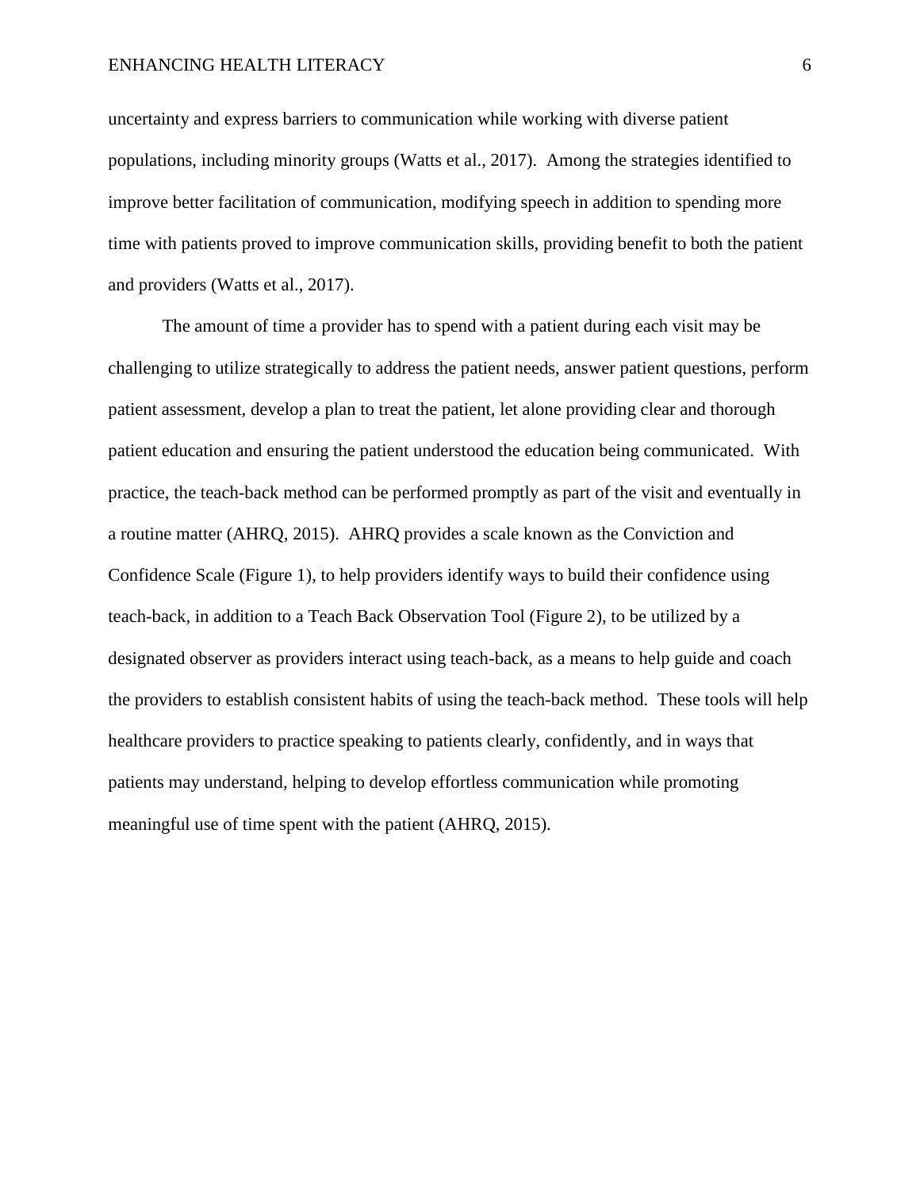uncertainty and express barriers to communication while working with diverse patient populations, including minority groups (Watts et al., 2017). Among the strategies identified to improve better facilitation of communication, modifying speech in addition to spending more time with patients proved to improve communication skills, providing benefit to both the patient and providers (Watts et al., 2017).

The amount of time a provider has to spend with a patient during each visit may be challenging to utilize strategically to address the patient needs, answer patient questions, perform patient assessment, develop a plan to treat the patient, let alone providing clear and thorough patient education and ensuring the patient understood the education being communicated. With practice, the teach-back method can be performed promptly as part of the visit and eventually in a routine matter (AHRQ, 2015). AHRQ provides a scale known as the Conviction and Confidence Scale (Figure 1), to help providers identify ways to build their confidence using teach-back, in addition to a Teach Back Observation Tool (Figure 2), to be utilized by a designated observer as providers interact using teach-back, as a means to help guide and coach the providers to establish consistent habits of using the teach-back method. These tools will help healthcare providers to practice speaking to patients clearly, confidently, and in ways that patients may understand, helping to develop effortless communication while promoting meaningful use of time spent with the patient (AHRQ, 2015).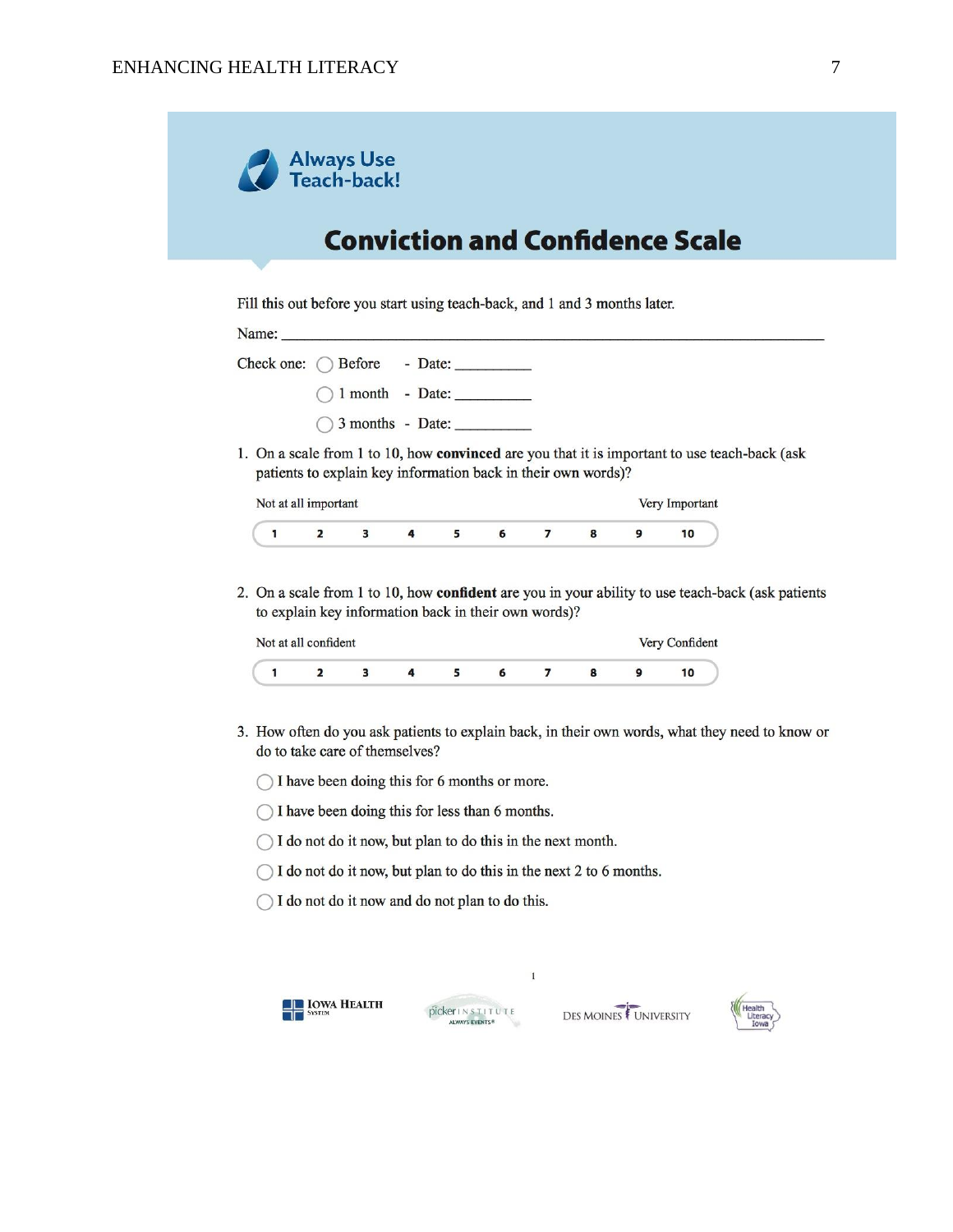Always Use Teach-back!

# Conviction and Confidence Scale

Fill this out before you start using teach-back, and 1 and 3 months later.

Name: ___________________________________________________________________

Check one: ◯ Before - Date: __________

◯ 1 month - Date: __________

◯ 3 months - Date: __________

1. On a scale from 1 to 10, how **convinced** are you that it is important to use teach-back (ask patients to explain key information back in their own words)?

Not at all important — Very Important

| 1 | 2 | 3 | 4 | 5 | 6 | 7 | 8 | 9 | 10 |
|---|---|---|---|---|---|---|---|---|---|

2. On a scale from 1 to 10, how **confident** are you in your ability to use teach-back (ask patients to explain key information back in their own words)?

Not at all confident — Very Confident

| 1 | 2 | 3 | 4 | 5 | 6 | 7 | 8 | 9 | 10 |
|---|---|---|---|---|---|---|---|---|---|

3. How often do you ask patients to explain back, in their own words, what they need to know or do to take care of themselves?

◯ I have been doing this for 6 months or more.

◯ I have been doing this for less than 6 months.

◯ I do not do it now, but plan to do this in the next month.

◯ I do not do it now, but plan to do this in the next 2 to 6 months.

◯ I do not do it now and do not plan to do this.

IOWA HEALTH SYSTEM — picker INSTITUTE ALWAYS EVENTS® — DES MOINES UNIVERSITY — Health Literacy Iowa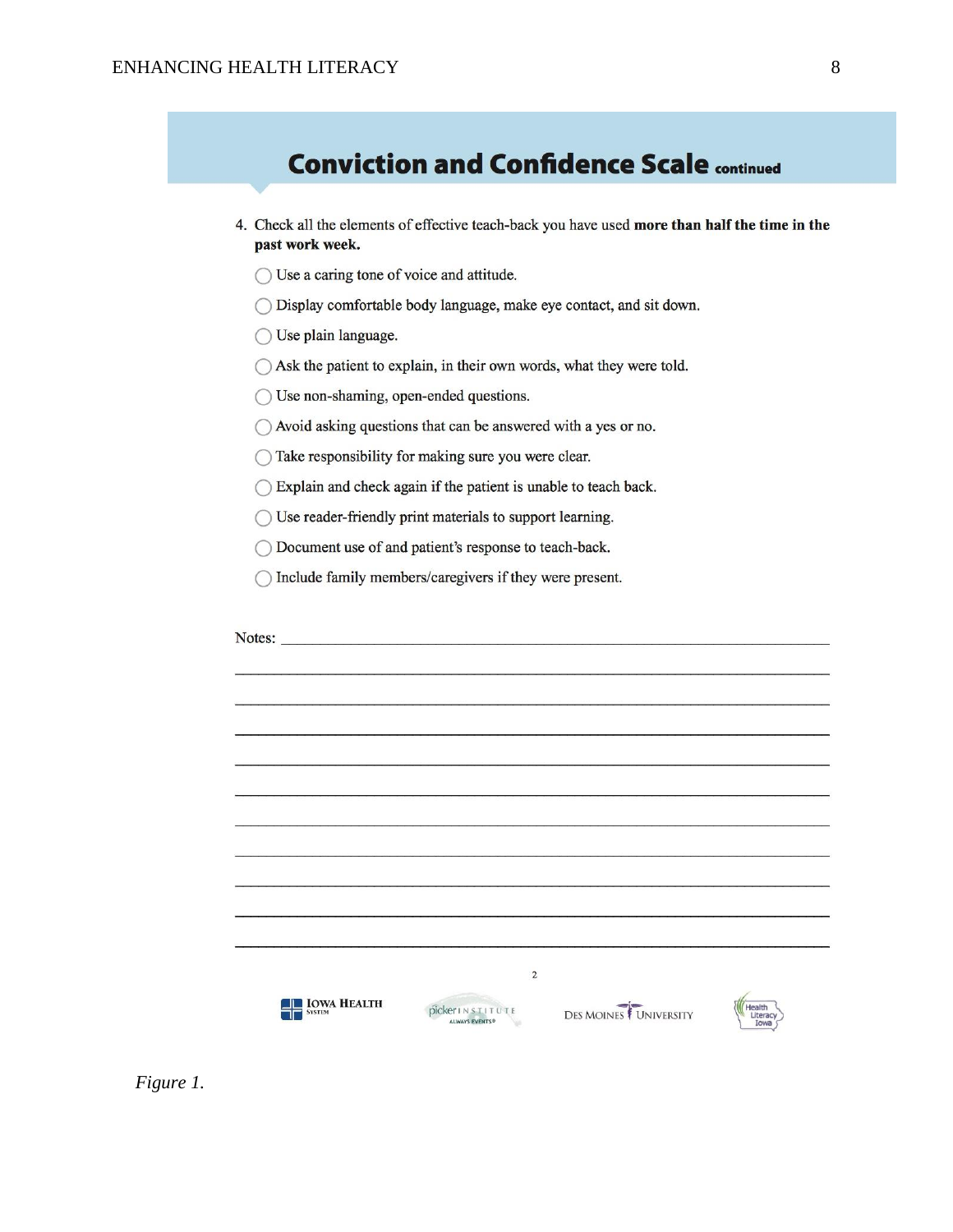## Conviction and Confidence Scale continued

4. Check all the elements of effective teach-back you have used **more than half the time in the past work week.**

- ◯ Use a caring tone of voice and attitude.
- ◯ Display comfortable body language, make eye contact, and sit down.
- ◯ Use plain language.
- ◯ Ask the patient to explain, in their own words, what they were told.
- ◯ Use non-shaming, open-ended questions.
- ◯ Avoid asking questions that can be answered with a yes or no.
- ◯ Take responsibility for making sure you were clear.
- ◯ Explain and check again if the patient is unable to teach back.
- ◯ Use reader-friendly print materials to support learning.
- ◯ Document use of and patient's response to teach-back.
- ◯ Include family members/caregivers if they were present.

Notes: ____________________________________________________________

____________________________________________________________

____________________________________________________________

____________________________________________________________

____________________________________________________________

____________________________________________________________

____________________________________________________________

____________________________________________________________

____________________________________________________________

____________________________________________________________

____________________________________________________________

2

IOWA HEALTH SYSTEM | picker INSTITUTE ALWAYS EVENTS® | DES MOINES UNIVERSITY | Health Literacy Iowa

*Figure 1.*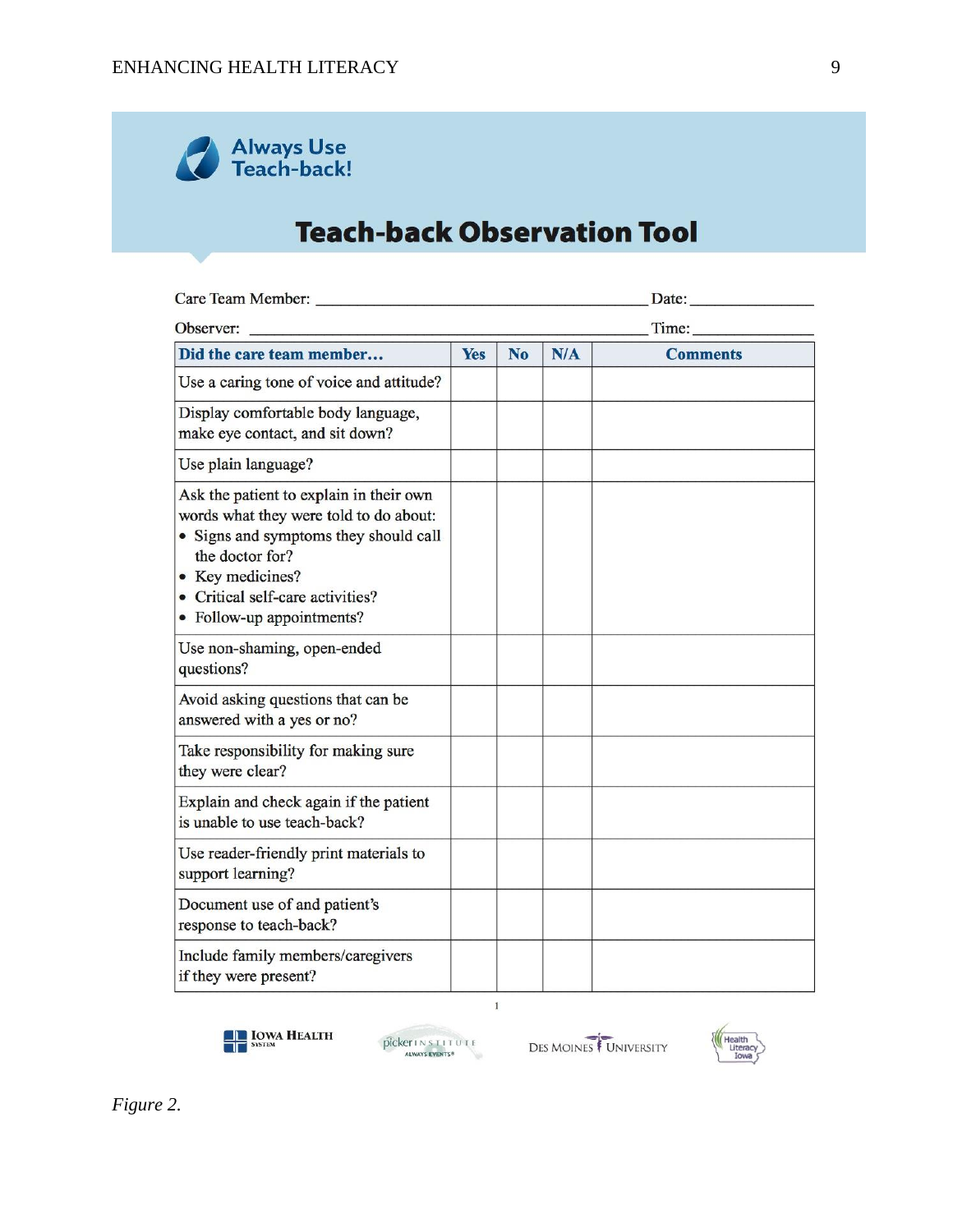# Always Use Teach-back!

## Teach-back Observation Tool

Care Team Member: ________________________________________ Date: ________________

Observer: ________________________________________________ Time: ________________

| Did the care team member… | Yes | No | N/A | Comments |
|---|---|---|---|---|
| Use a caring tone of voice and attitude? | | | | |
| Display comfortable body language, make eye contact, and sit down? | | | | |
| Use plain language? | | | | |
| Ask the patient to explain in their own words what they were told to do about: • Signs and symptoms they should call the doctor for? • Key medicines? • Critical self-care activities? • Follow-up appointments? | | | | |
| Use non-shaming, open-ended questions? | | | | |
| Avoid asking questions that can be answered with a yes or no? | | | | |
| Take responsibility for making sure they were clear? | | | | |
| Explain and check again if the patient is unable to use teach-back? | | | | |
| Use reader-friendly print materials to support learning? | | | | |
| Document use of and patient's response to teach-back? | | | | |
| Include family members/caregivers if they were present? | | | | |

Iowa Health System | Picker Institute Always Events | Des Moines University | Health Literacy Iowa

*Figure 2.*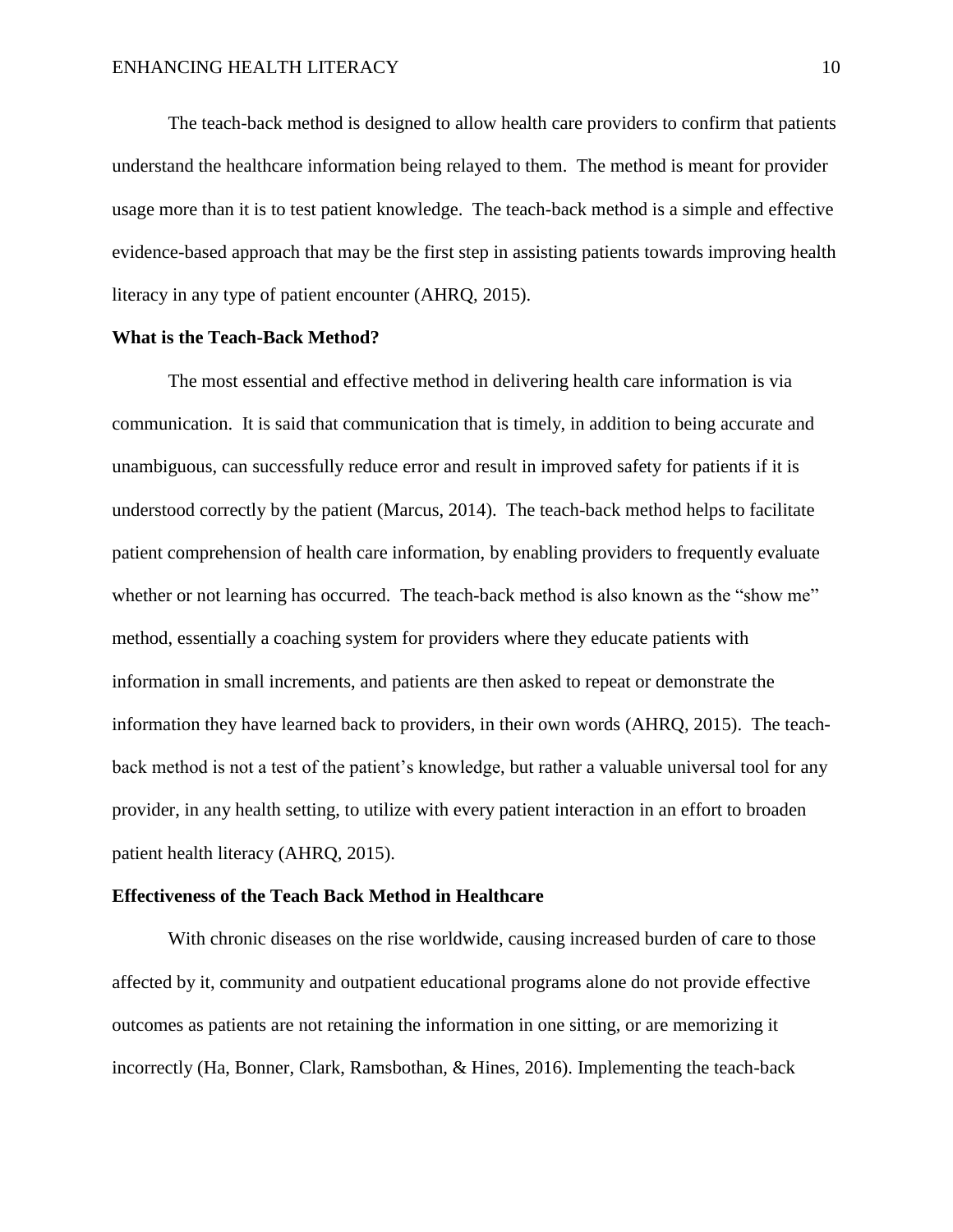The teach-back method is designed to allow health care providers to confirm that patients understand the healthcare information being relayed to them. The method is meant for provider usage more than it is to test patient knowledge. The teach-back method is a simple and effective evidence-based approach that may be the first step in assisting patients towards improving health literacy in any type of patient encounter (AHRQ, 2015).

**What is the Teach-Back Method?**

The most essential and effective method in delivering health care information is via communication. It is said that communication that is timely, in addition to being accurate and unambiguous, can successfully reduce error and result in improved safety for patients if it is understood correctly by the patient (Marcus, 2014). The teach-back method helps to facilitate patient comprehension of health care information, by enabling providers to frequently evaluate whether or not learning has occurred. The teach-back method is also known as the "show me" method, essentially a coaching system for providers where they educate patients with information in small increments, and patients are then asked to repeat or demonstrate the information they have learned back to providers, in their own words (AHRQ, 2015). The teach-back method is not a test of the patient's knowledge, but rather a valuable universal tool for any provider, in any health setting, to utilize with every patient interaction in an effort to broaden patient health literacy (AHRQ, 2015).

**Effectiveness of the Teach Back Method in Healthcare**

With chronic diseases on the rise worldwide, causing increased burden of care to those affected by it, community and outpatient educational programs alone do not provide effective outcomes as patients are not retaining the information in one sitting, or are memorizing it incorrectly (Ha, Bonner, Clark, Ramsbothan, & Hines, 2016). Implementing the teach-back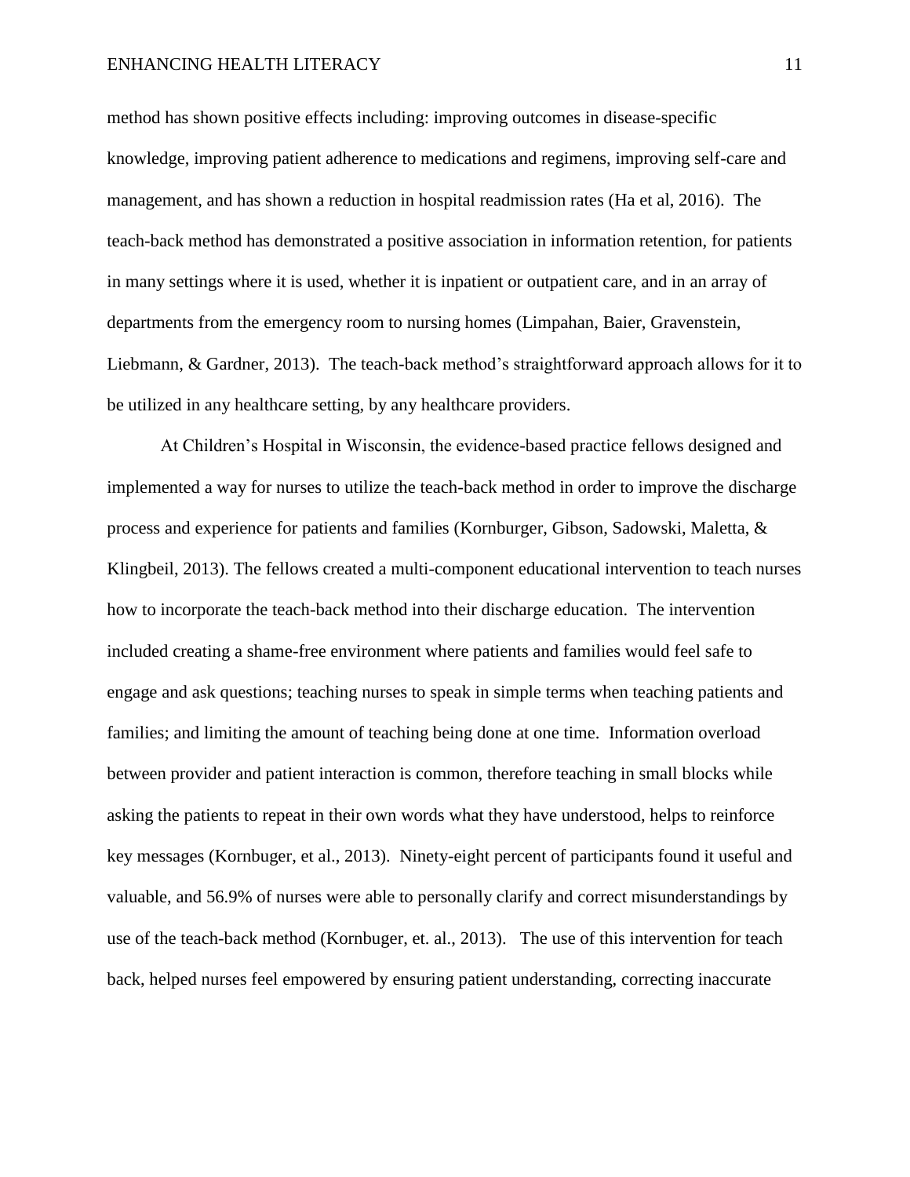method has shown positive effects including: improving outcomes in disease-specific knowledge, improving patient adherence to medications and regimens, improving self-care and management, and has shown a reduction in hospital readmission rates (Ha et al, 2016). The teach-back method has demonstrated a positive association in information retention, for patients in many settings where it is used, whether it is inpatient or outpatient care, and in an array of departments from the emergency room to nursing homes (Limpahan, Baier, Gravenstein, Liebmann, & Gardner, 2013). The teach-back method's straightforward approach allows for it to be utilized in any healthcare setting, by any healthcare providers.

At Children's Hospital in Wisconsin, the evidence-based practice fellows designed and implemented a way for nurses to utilize the teach-back method in order to improve the discharge process and experience for patients and families (Kornburger, Gibson, Sadowski, Maletta, & Klingbeil, 2013). The fellows created a multi-component educational intervention to teach nurses how to incorporate the teach-back method into their discharge education. The intervention included creating a shame-free environment where patients and families would feel safe to engage and ask questions; teaching nurses to speak in simple terms when teaching patients and families; and limiting the amount of teaching being done at one time. Information overload between provider and patient interaction is common, therefore teaching in small blocks while asking the patients to repeat in their own words what they have understood, helps to reinforce key messages (Kornbuger, et al., 2013). Ninety-eight percent of participants found it useful and valuable, and 56.9% of nurses were able to personally clarify and correct misunderstandings by use of the teach-back method (Kornbuger, et. al., 2013). The use of this intervention for teach back, helped nurses feel empowered by ensuring patient understanding, correcting inaccurate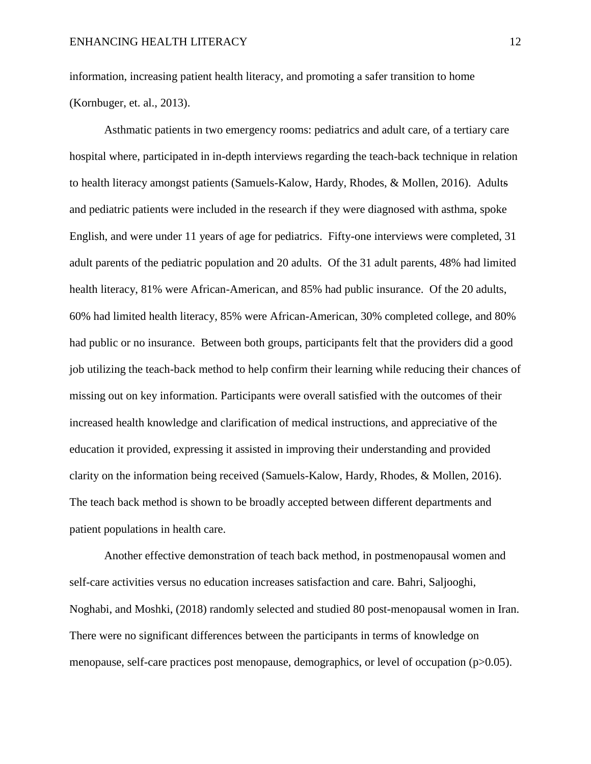information, increasing patient health literacy, and promoting a safer transition to home (Kornbuger, et. al., 2013).

Asthmatic patients in two emergency rooms: pediatrics and adult care, of a tertiary care hospital where, participated in in-depth interviews regarding the teach-back technique in relation to health literacy amongst patients (Samuels-Kalow, Hardy, Rhodes, & Mollen, 2016). Adults and pediatric patients were included in the research if they were diagnosed with asthma, spoke English, and were under 11 years of age for pediatrics. Fifty-one interviews were completed, 31 adult parents of the pediatric population and 20 adults. Of the 31 adult parents, 48% had limited health literacy, 81% were African-American, and 85% had public insurance. Of the 20 adults, 60% had limited health literacy, 85% were African-American, 30% completed college, and 80% had public or no insurance. Between both groups, participants felt that the providers did a good job utilizing the teach-back method to help confirm their learning while reducing their chances of missing out on key information. Participants were overall satisfied with the outcomes of their increased health knowledge and clarification of medical instructions, and appreciative of the education it provided, expressing it assisted in improving their understanding and provided clarity on the information being received (Samuels-Kalow, Hardy, Rhodes, & Mollen, 2016). The teach back method is shown to be broadly accepted between different departments and patient populations in health care.

Another effective demonstration of teach back method, in postmenopausal women and self-care activities versus no education increases satisfaction and care. Bahri, Saljooghi, Noghabi, and Moshki, (2018) randomly selected and studied 80 post-menopausal women in Iran. There were no significant differences between the participants in terms of knowledge on menopause, self-care practices post menopause, demographics, or level of occupation ($p>0.05$).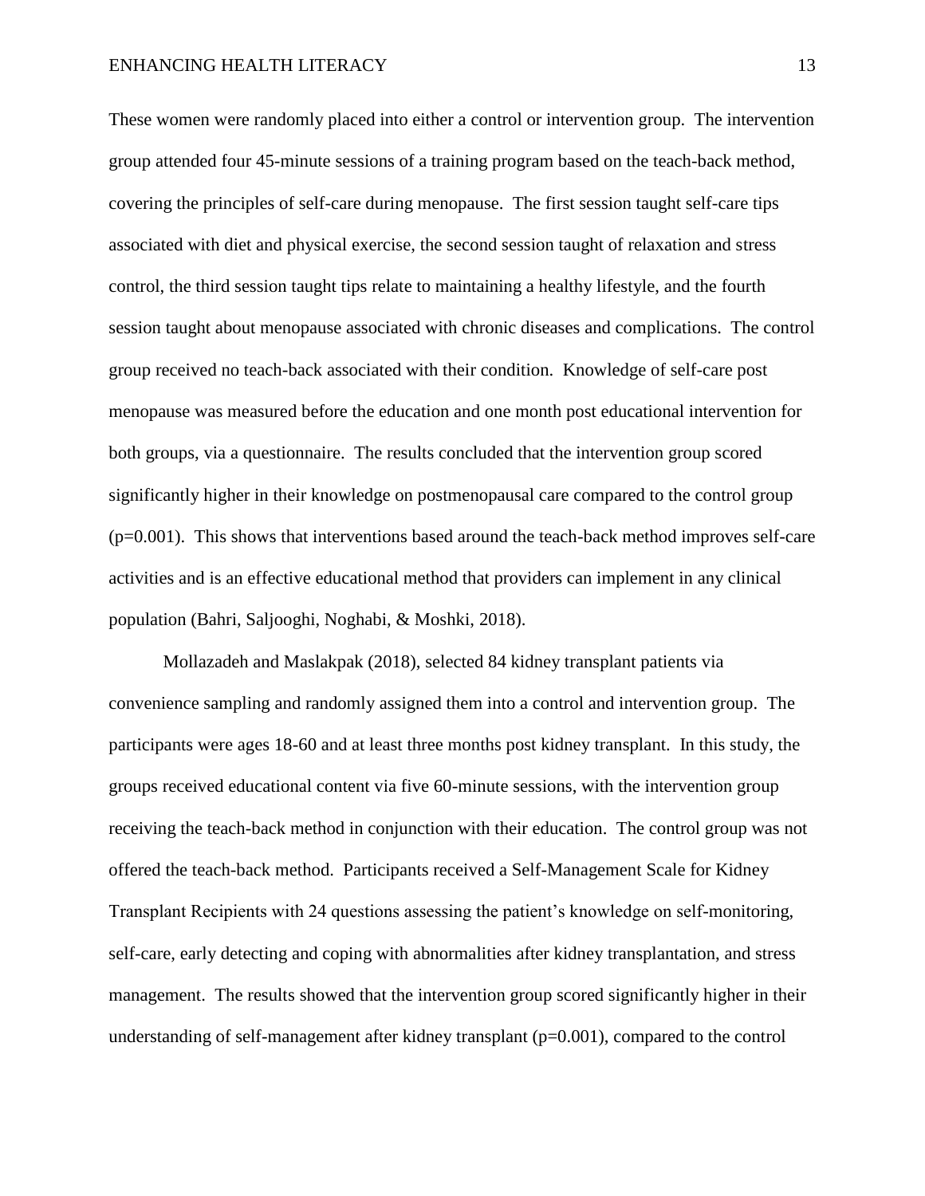These women were randomly placed into either a control or intervention group. The intervention group attended four 45-minute sessions of a training program based on the teach-back method, covering the principles of self-care during menopause. The first session taught self-care tips associated with diet and physical exercise, the second session taught of relaxation and stress control, the third session taught tips relate to maintaining a healthy lifestyle, and the fourth session taught about menopause associated with chronic diseases and complications. The control group received no teach-back associated with their condition. Knowledge of self-care post menopause was measured before the education and one month post educational intervention for both groups, via a questionnaire. The results concluded that the intervention group scored significantly higher in their knowledge on postmenopausal care compared to the control group ($p=0.001$). This shows that interventions based around the teach-back method improves self-care activities and is an effective educational method that providers can implement in any clinical population (Bahri, Saljooghi, Noghabi, & Moshki, 2018).

Mollazadeh and Maslakpak (2018), selected 84 kidney transplant patients via convenience sampling and randomly assigned them into a control and intervention group. The participants were ages 18-60 and at least three months post kidney transplant. In this study, the groups received educational content via five 60-minute sessions, with the intervention group receiving the teach-back method in conjunction with their education. The control group was not offered the teach-back method. Participants received a Self-Management Scale for Kidney Transplant Recipients with 24 questions assessing the patient's knowledge on self-monitoring, self-care, early detecting and coping with abnormalities after kidney transplantation, and stress management. The results showed that the intervention group scored significantly higher in their understanding of self-management after kidney transplant ($p=0.001$), compared to the control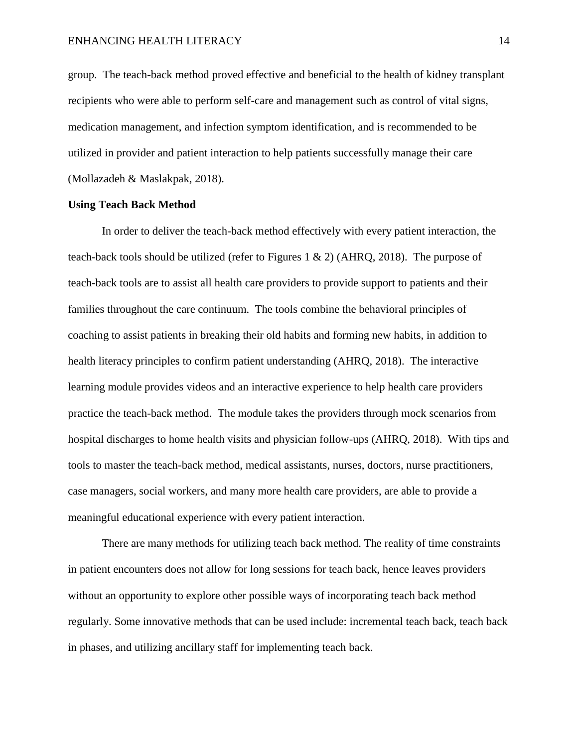group. The teach-back method proved effective and beneficial to the health of kidney transplant recipients who were able to perform self-care and management such as control of vital signs, medication management, and infection symptom identification, and is recommended to be utilized in provider and patient interaction to help patients successfully manage their care (Mollazadeh & Maslakpak, 2018).

**Using Teach Back Method**

In order to deliver the teach-back method effectively with every patient interaction, the teach-back tools should be utilized (refer to Figures 1 & 2) (AHRQ, 2018). The purpose of teach-back tools are to assist all health care providers to provide support to patients and their families throughout the care continuum. The tools combine the behavioral principles of coaching to assist patients in breaking their old habits and forming new habits, in addition to health literacy principles to confirm patient understanding (AHRQ, 2018). The interactive learning module provides videos and an interactive experience to help health care providers practice the teach-back method. The module takes the providers through mock scenarios from hospital discharges to home health visits and physician follow-ups (AHRQ, 2018). With tips and tools to master the teach-back method, medical assistants, nurses, doctors, nurse practitioners, case managers, social workers, and many more health care providers, are able to provide a meaningful educational experience with every patient interaction.

There are many methods for utilizing teach back method. The reality of time constraints in patient encounters does not allow for long sessions for teach back, hence leaves providers without an opportunity to explore other possible ways of incorporating teach back method regularly. Some innovative methods that can be used include: incremental teach back, teach back in phases, and utilizing ancillary staff for implementing teach back.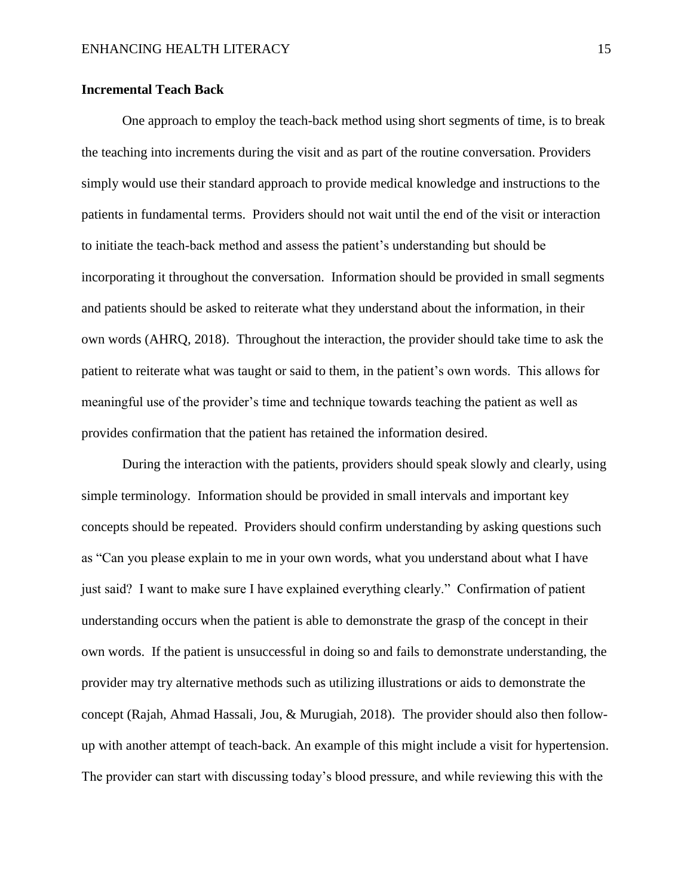### Incremental Teach Back

One approach to employ the teach-back method using short segments of time, is to break the teaching into increments during the visit and as part of the routine conversation. Providers simply would use their standard approach to provide medical knowledge and instructions to the patients in fundamental terms. Providers should not wait until the end of the visit or interaction to initiate the teach-back method and assess the patient's understanding but should be incorporating it throughout the conversation. Information should be provided in small segments and patients should be asked to reiterate what they understand about the information, in their own words (AHRQ, 2018). Throughout the interaction, the provider should take time to ask the patient to reiterate what was taught or said to them, in the patient's own words. This allows for meaningful use of the provider's time and technique towards teaching the patient as well as provides confirmation that the patient has retained the information desired.

During the interaction with the patients, providers should speak slowly and clearly, using simple terminology. Information should be provided in small intervals and important key concepts should be repeated. Providers should confirm understanding by asking questions such as "Can you please explain to me in your own words, what you understand about what I have just said? I want to make sure I have explained everything clearly." Confirmation of patient understanding occurs when the patient is able to demonstrate the grasp of the concept in their own words. If the patient is unsuccessful in doing so and fails to demonstrate understanding, the provider may try alternative methods such as utilizing illustrations or aids to demonstrate the concept (Rajah, Ahmad Hassali, Jou, & Murugiah, 2018). The provider should also then follow-up with another attempt of teach-back. An example of this might include a visit for hypertension. The provider can start with discussing today's blood pressure, and while reviewing this with the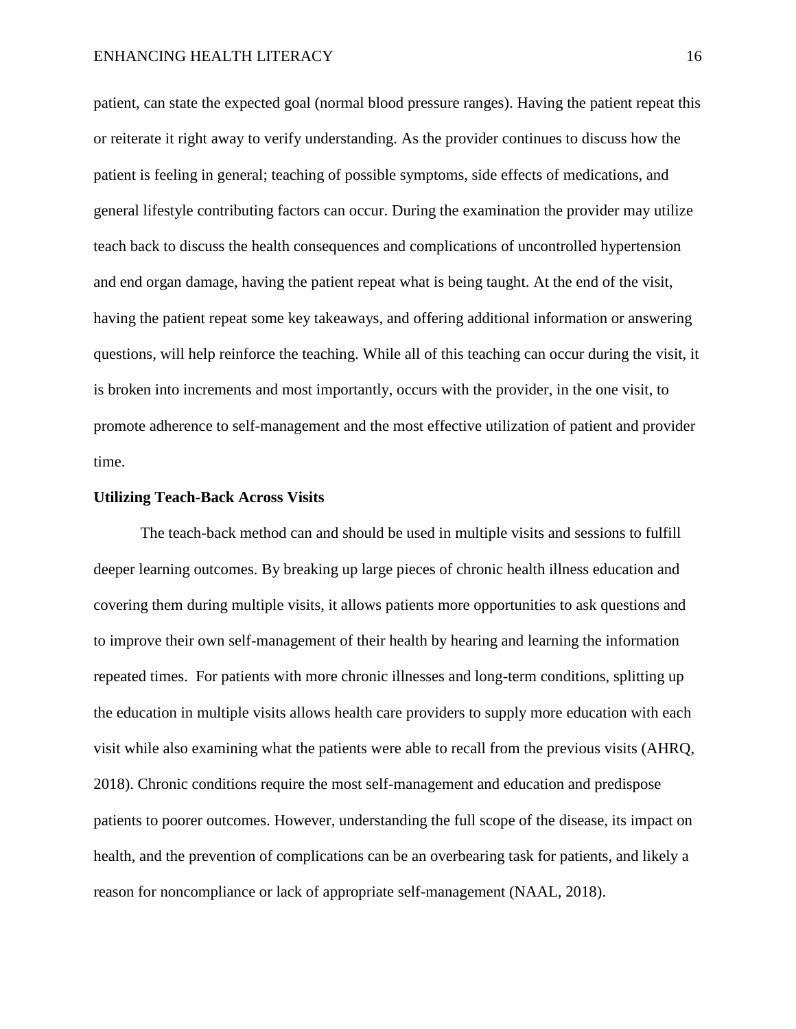patient, can state the expected goal (normal blood pressure ranges). Having the patient repeat this or reiterate it right away to verify understanding. As the provider continues to discuss how the patient is feeling in general; teaching of possible symptoms, side effects of medications, and general lifestyle contributing factors can occur. During the examination the provider may utilize teach back to discuss the health consequences and complications of uncontrolled hypertension and end organ damage, having the patient repeat what is being taught. At the end of the visit, having the patient repeat some key takeaways, and offering additional information or answering questions, will help reinforce the teaching. While all of this teaching can occur during the visit, it is broken into increments and most importantly, occurs with the provider, in the one visit, to promote adherence to self-management and the most effective utilization of patient and provider time.

**Utilizing Teach-Back Across Visits**

The teach-back method can and should be used in multiple visits and sessions to fulfill deeper learning outcomes. By breaking up large pieces of chronic health illness education and covering them during multiple visits, it allows patients more opportunities to ask questions and to improve their own self-management of their health by hearing and learning the information repeated times. For patients with more chronic illnesses and long-term conditions, splitting up the education in multiple visits allows health care providers to supply more education with each visit while also examining what the patients were able to recall from the previous visits (AHRQ, 2018). Chronic conditions require the most self-management and education and predispose patients to poorer outcomes. However, understanding the full scope of the disease, its impact on health, and the prevention of complications can be an overbearing task for patients, and likely a reason for noncompliance or lack of appropriate self-management (NAAL, 2018).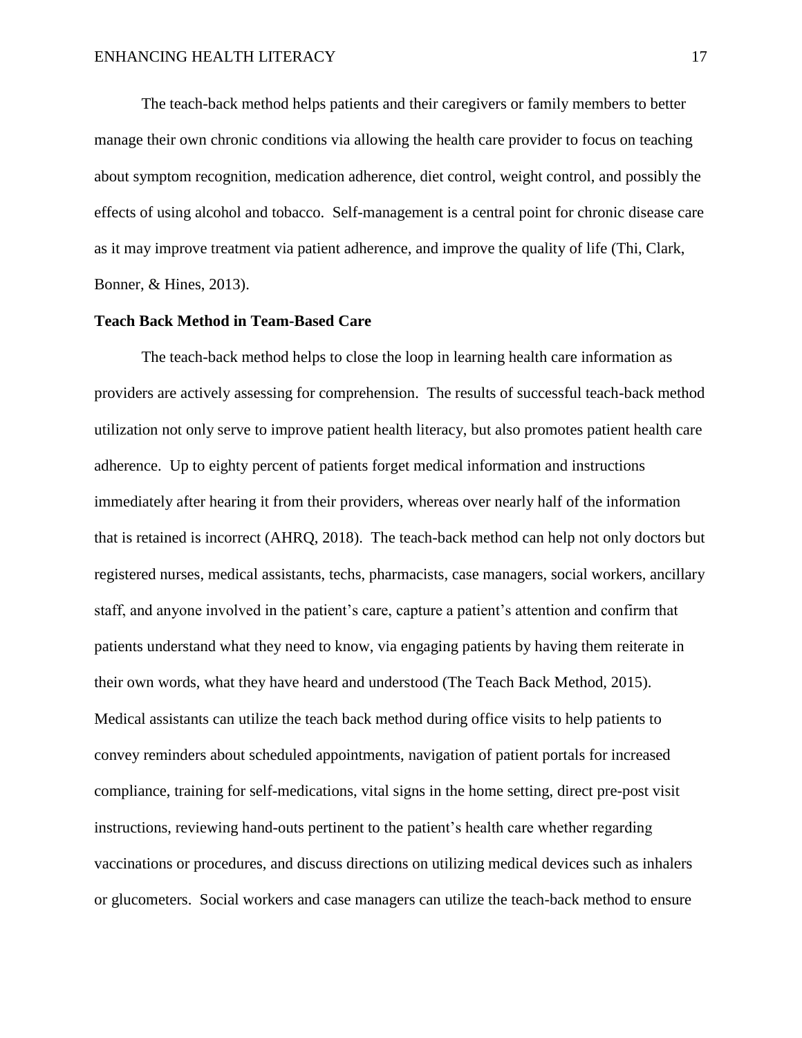The teach-back method helps patients and their caregivers or family members to better manage their own chronic conditions via allowing the health care provider to focus on teaching about symptom recognition, medication adherence, diet control, weight control, and possibly the effects of using alcohol and tobacco. Self-management is a central point for chronic disease care as it may improve treatment via patient adherence, and improve the quality of life (Thi, Clark, Bonner, & Hines, 2013).

**Teach Back Method in Team-Based Care**

The teach-back method helps to close the loop in learning health care information as providers are actively assessing for comprehension. The results of successful teach-back method utilization not only serve to improve patient health literacy, but also promotes patient health care adherence. Up to eighty percent of patients forget medical information and instructions immediately after hearing it from their providers, whereas over nearly half of the information that is retained is incorrect (AHRQ, 2018). The teach-back method can help not only doctors but registered nurses, medical assistants, techs, pharmacists, case managers, social workers, ancillary staff, and anyone involved in the patient's care, capture a patient's attention and confirm that patients understand what they need to know, via engaging patients by having them reiterate in their own words, what they have heard and understood (The Teach Back Method, 2015). Medical assistants can utilize the teach back method during office visits to help patients to convey reminders about scheduled appointments, navigation of patient portals for increased compliance, training for self-medications, vital signs in the home setting, direct pre-post visit instructions, reviewing hand-outs pertinent to the patient's health care whether regarding vaccinations or procedures, and discuss directions on utilizing medical devices such as inhalers or glucometers. Social workers and case managers can utilize the teach-back method to ensure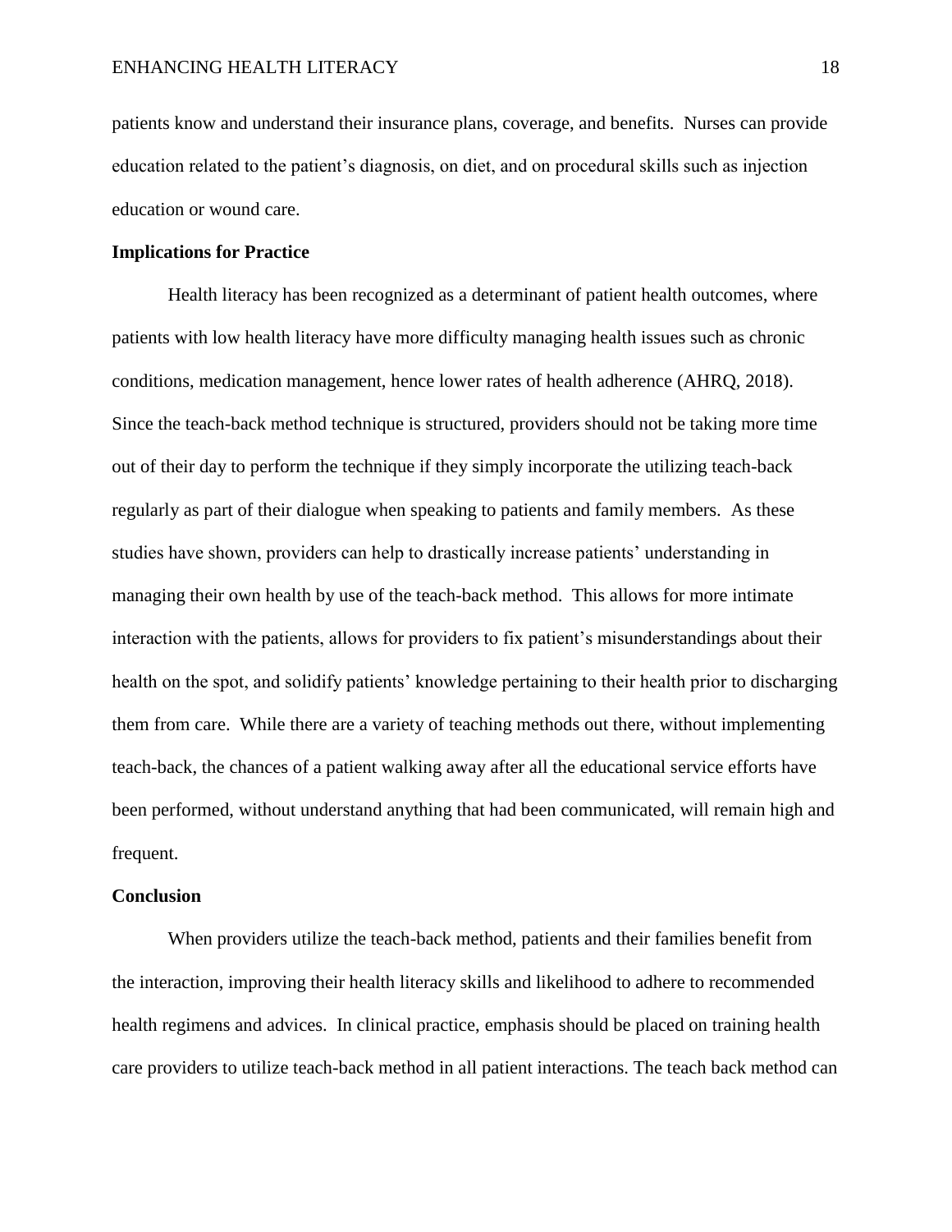patients know and understand their insurance plans, coverage, and benefits. Nurses can provide education related to the patient's diagnosis, on diet, and on procedural skills such as injection education or wound care.

## Implications for Practice

Health literacy has been recognized as a determinant of patient health outcomes, where patients with low health literacy have more difficulty managing health issues such as chronic conditions, medication management, hence lower rates of health adherence (AHRQ, 2018). Since the teach-back method technique is structured, providers should not be taking more time out of their day to perform the technique if they simply incorporate the utilizing teach-back regularly as part of their dialogue when speaking to patients and family members. As these studies have shown, providers can help to drastically increase patients' understanding in managing their own health by use of the teach-back method. This allows for more intimate interaction with the patients, allows for providers to fix patient's misunderstandings about their health on the spot, and solidify patients' knowledge pertaining to their health prior to discharging them from care. While there are a variety of teaching methods out there, without implementing teach-back, the chances of a patient walking away after all the educational service efforts have been performed, without understand anything that had been communicated, will remain high and frequent.

## Conclusion

When providers utilize the teach-back method, patients and their families benefit from the interaction, improving their health literacy skills and likelihood to adhere to recommended health regimens and advices. In clinical practice, emphasis should be placed on training health care providers to utilize teach-back method in all patient interactions. The teach back method can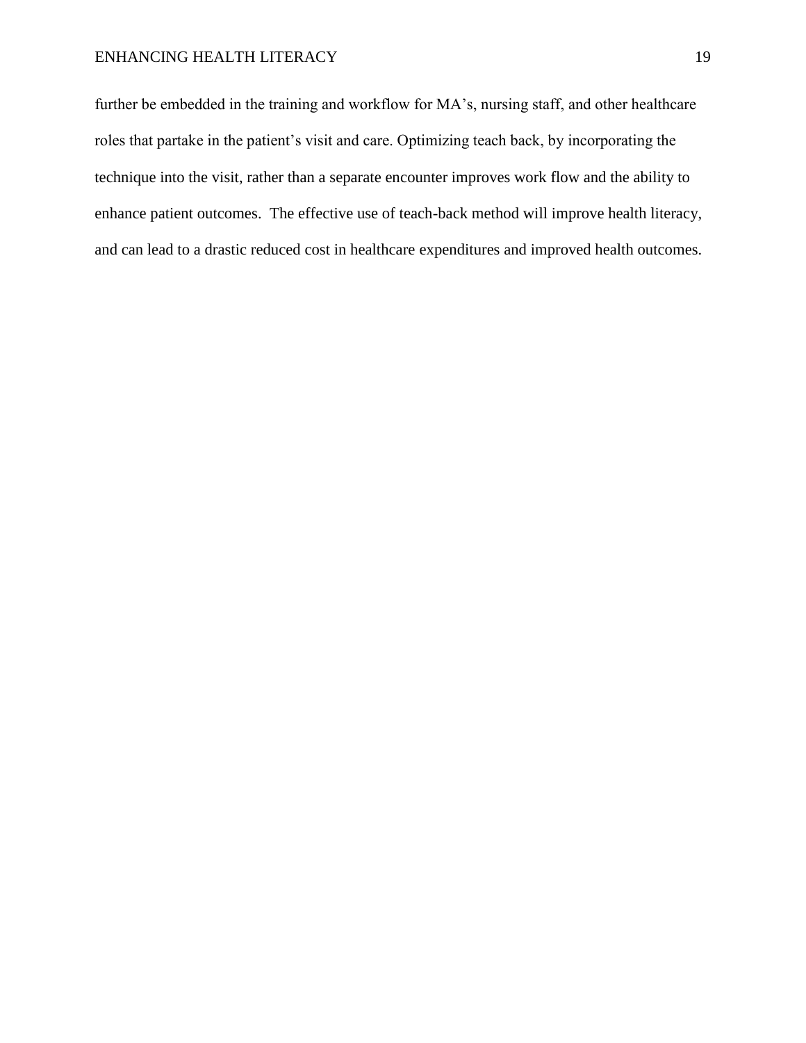further be embedded in the training and workflow for MA's, nursing staff, and other healthcare roles that partake in the patient's visit and care. Optimizing teach back, by incorporating the technique into the visit, rather than a separate encounter improves work flow and the ability to enhance patient outcomes.  The effective use of teach-back method will improve health literacy, and can lead to a drastic reduced cost in healthcare expenditures and improved health outcomes.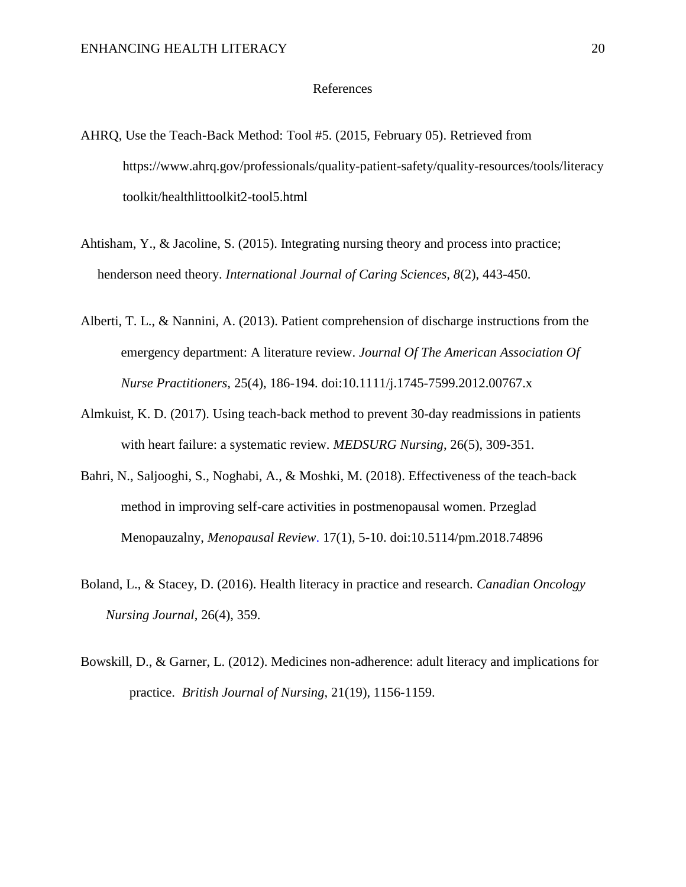# References

AHRQ, Use the Teach-Back Method: Tool #5. (2015, February 05). Retrieved from https://www.ahrq.gov/professionals/quality-patient-safety/quality-resources/tools/literacy toolkit/healthlittoolkit2-tool5.html

Ahtisham, Y., & Jacoline, S. (2015). Integrating nursing theory and process into practice; henderson need theory. *International Journal of Caring Sciences, 8*(2), 443-450.

Alberti, T. L., & Nannini, A. (2013). Patient comprehension of discharge instructions from the emergency department: A literature review. *Journal Of The American Association Of Nurse Practitioners*, 25(4), 186-194. doi:10.1111/j.1745-7599.2012.00767.x

Almkuist, K. D. (2017). Using teach-back method to prevent 30-day readmissions in patients with heart failure: a systematic review. *MEDSURG Nursing*, 26(5), 309-351.

Bahri, N., Saljooghi, S., Noghabi, A., & Moshki, M. (2018). Effectiveness of the teach-back method in improving self-care activities in postmenopausal women. Przeglad Menopauzalny, *Menopausal Review*. 17(1), 5-10. doi:10.5114/pm.2018.74896

Boland, L., & Stacey, D. (2016). Health literacy in practice and research. *Canadian Oncology Nursing Journal*, 26(4), 359.

Bowskill, D., & Garner, L. (2012). Medicines non-adherence: adult literacy and implications for practice. *British Journal of Nursing*, 21(19), 1156-1159.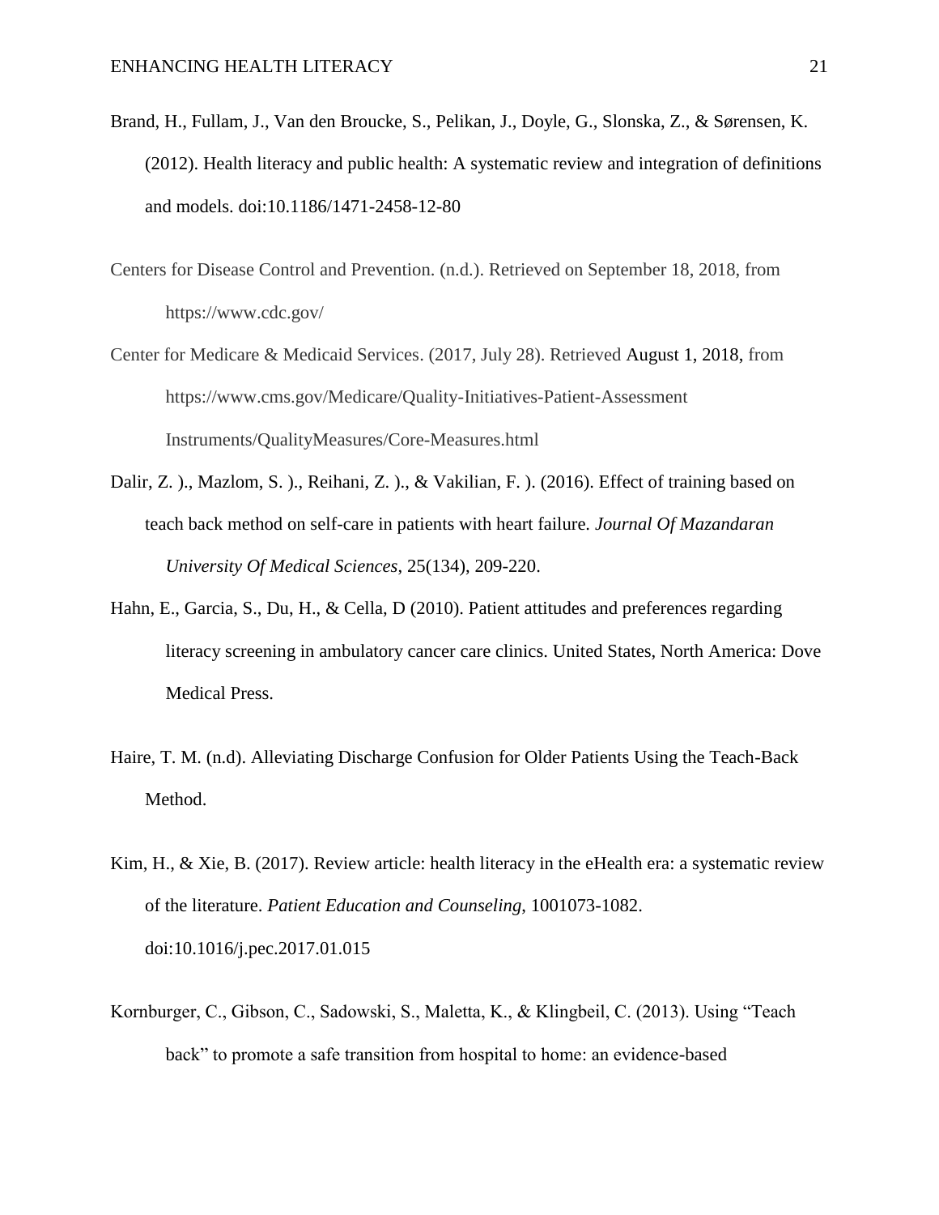Brand, H., Fullam, J., Van den Broucke, S., Pelikan, J., Doyle, G., Slonska, Z., & Sørensen, K. (2012). Health literacy and public health: A systematic review and integration of definitions and models. doi:10.1186/1471-2458-12-80

Centers for Disease Control and Prevention. (n.d.). Retrieved on September 18, 2018, from https://www.cdc.gov/

Center for Medicare & Medicaid Services. (2017, July 28). Retrieved August 1, 2018, from https://www.cms.gov/Medicare/Quality-Initiatives-Patient-Assessment Instruments/QualityMeasures/Core-Measures.html

Dalir, Z. )., Mazlom, S. )., Reihani, Z. )., & Vakilian, F. ). (2016). Effect of training based on teach back method on self-care in patients with heart failure. *Journal Of Mazandaran University Of Medical Sciences*, 25(134), 209-220.

Hahn, E., Garcia, S., Du, H., & Cella, D (2010). Patient attitudes and preferences regarding literacy screening in ambulatory cancer care clinics. United States, North America: Dove Medical Press.

Haire, T. M. (n.d). Alleviating Discharge Confusion for Older Patients Using the Teach-Back Method.

Kim, H., & Xie, B. (2017). Review article: health literacy in the eHealth era: a systematic review of the literature. *Patient Education and Counseling*, 1001073-1082. doi:10.1016/j.pec.2017.01.015

Kornburger, C., Gibson, C., Sadowski, S., Maletta, K., & Klingbeil, C. (2013). Using "Teach back" to promote a safe transition from hospital to home: an evidence-based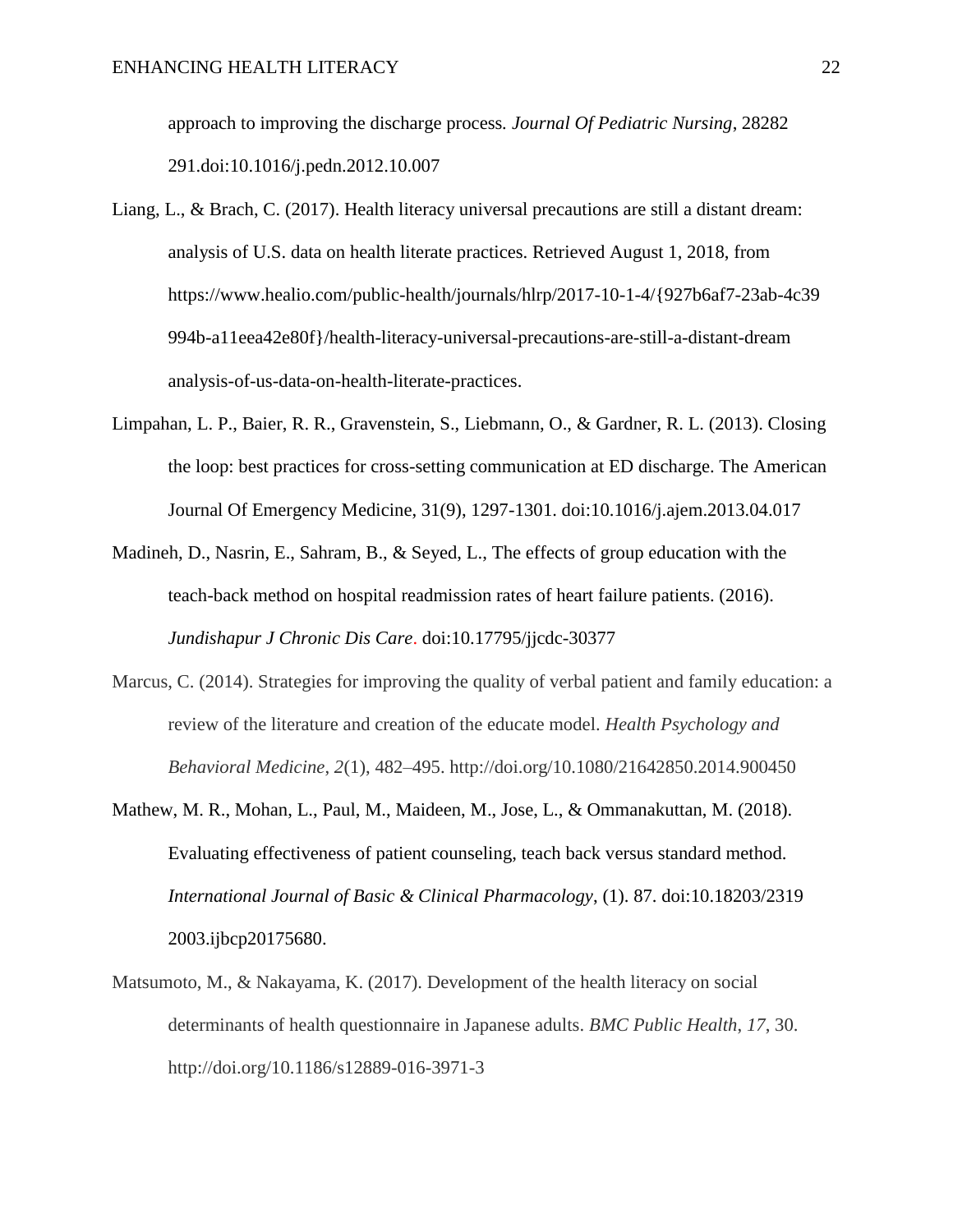approach to improving the discharge process. *Journal Of Pediatric Nursing*, 28282 291.doi:10.1016/j.pedn.2012.10.007

Liang, L., & Brach, C. (2017). Health literacy universal precautions are still a distant dream: analysis of U.S. data on health literate practices. Retrieved August 1, 2018, from https://www.healio.com/public-health/journals/hlrp/2017-10-1-4/{927b6af7-23ab-4c39 994b-a11eea42e80f}/health-literacy-universal-precautions-are-still-a-distant-dream analysis-of-us-data-on-health-literate-practices.

Limpahan, L. P., Baier, R. R., Gravenstein, S., Liebmann, O., & Gardner, R. L. (2013). Closing the loop: best practices for cross-setting communication at ED discharge. The American Journal Of Emergency Medicine, 31(9), 1297-1301. doi:10.1016/j.ajem.2013.04.017

Madineh, D., Nasrin, E., Sahram, B., & Seyed, L., The effects of group education with the teach-back method on hospital readmission rates of heart failure patients. (2016). *Jundishapur J Chronic Dis Care*. doi:10.17795/jjcdc-30377

Marcus, C. (2014). Strategies for improving the quality of verbal patient and family education: a review of the literature and creation of the educate model. *Health Psychology and Behavioral Medicine*, *2*(1), 482–495. http://doi.org/10.1080/21642850.2014.900450

Mathew, M. R., Mohan, L., Paul, M., Maideen, M., Jose, L., & Ommanakuttan, M. (2018). Evaluating effectiveness of patient counseling, teach back versus standard method. *International Journal of Basic & Clinical Pharmacology*, (1). 87. doi:10.18203/2319 2003.ijbcp20175680.

Matsumoto, M., & Nakayama, K. (2017). Development of the health literacy on social determinants of health questionnaire in Japanese adults. *BMC Public Health*, *17*, 30. http://doi.org/10.1186/s12889-016-3971-3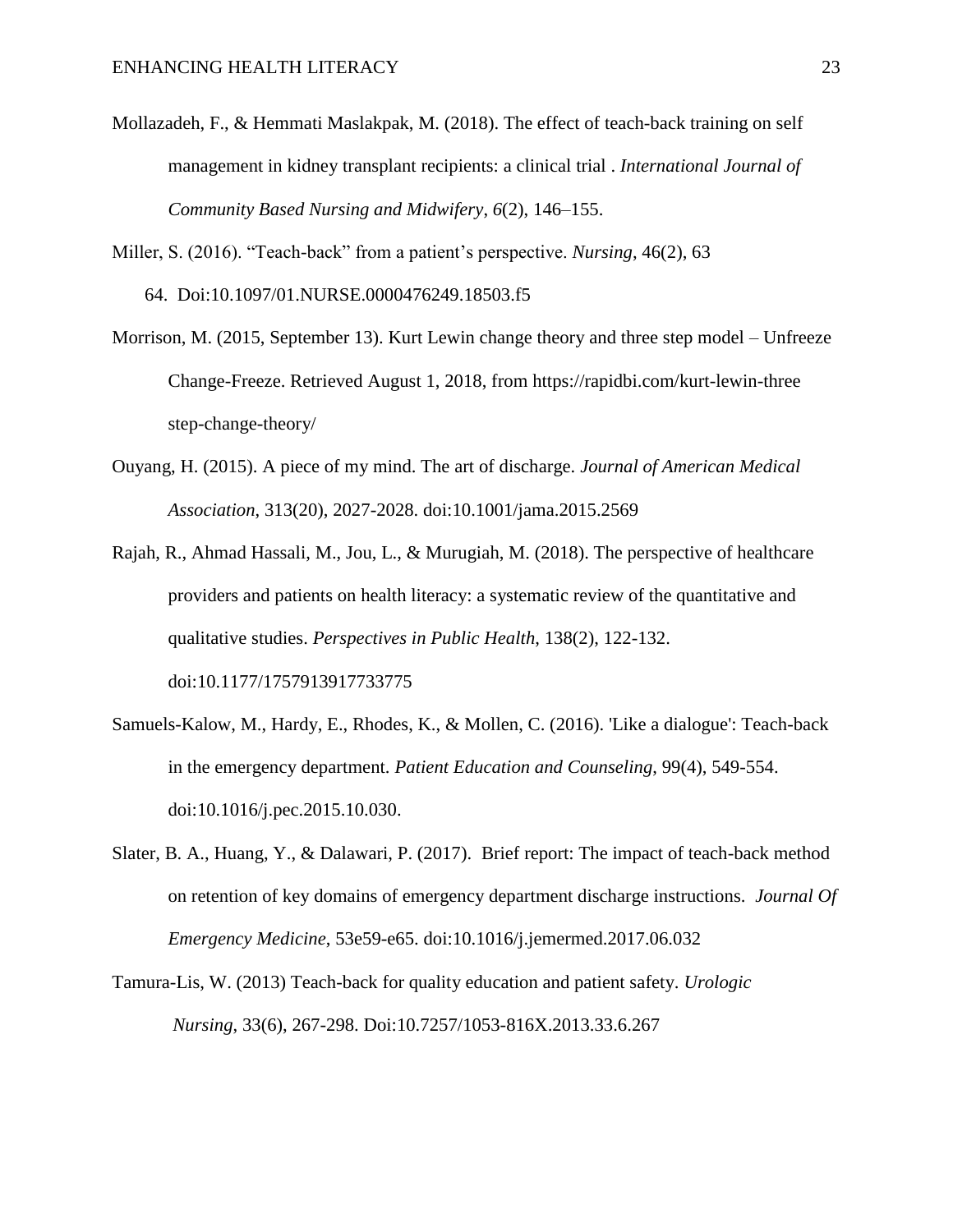Mollazadeh, F., & Hemmati Maslakpak, M. (2018). The effect of teach-back training on self management in kidney transplant recipients: a clinical trial . *International Journal of Community Based Nursing and Midwifery*, *6*(2), 146–155.

Miller, S. (2016). "Teach-back" from a patient's perspective. *Nursing*, 46(2), 63 64. Doi:10.1097/01.NURSE.0000476249.18503.f5

Morrison, M. (2015, September 13). Kurt Lewin change theory and three step model – Unfreeze Change-Freeze. Retrieved August 1, 2018, from https://rapidbi.com/kurt-lewin-three step-change-theory/

Ouyang, H. (2015). A piece of my mind. The art of discharge. *Journal of American Medical Association*, 313(20), 2027-2028. doi:10.1001/jama.2015.2569

Rajah, R., Ahmad Hassali, M., Jou, L., & Murugiah, M. (2018). The perspective of healthcare providers and patients on health literacy: a systematic review of the quantitative and qualitative studies. *Perspectives in Public Health*, 138(2), 122-132. doi:10.1177/1757913917733775

Samuels-Kalow, M., Hardy, E., Rhodes, K., & Mollen, C. (2016). 'Like a dialogue': Teach-back in the emergency department. *Patient Education and Counseling*, 99(4), 549-554. doi:10.1016/j.pec.2015.10.030.

Slater, B. A., Huang, Y., & Dalawari, P. (2017). Brief report: The impact of teach-back method on retention of key domains of emergency department discharge instructions. *Journal Of Emergency Medicine*, 53e59-e65. doi:10.1016/j.jemermed.2017.06.032

Tamura-Lis, W. (2013) Teach-back for quality education and patient safety. *Urologic Nursing*, 33(6), 267-298. Doi:10.7257/1053-816X.2013.33.6.267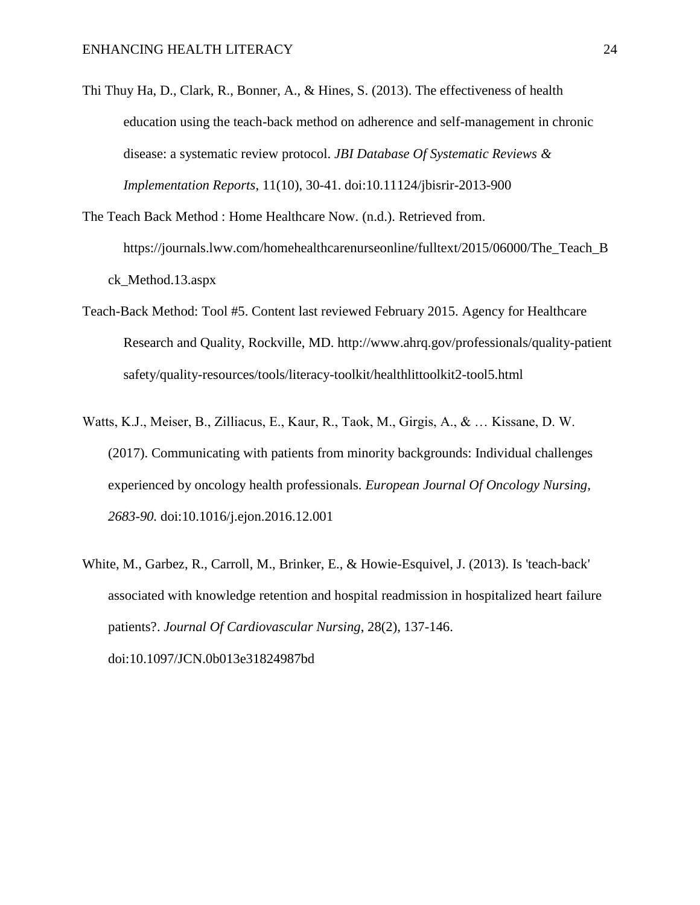Thi Thuy Ha, D., Clark, R., Bonner, A., & Hines, S. (2013). The effectiveness of health education using the teach-back method on adherence and self-management in chronic disease: a systematic review protocol. *JBI Database Of Systematic Reviews & Implementation Reports*, 11(10), 30-41. doi:10.11124/jbisrir-2013-900

The Teach Back Method : Home Healthcare Now. (n.d.). Retrieved from. https://journals.lww.com/homehealthcarenurseonline/fulltext/2015/06000/The_Teach_Back_Method.13.aspx

Teach-Back Method: Tool #5. Content last reviewed February 2015. Agency for Healthcare Research and Quality, Rockville, MD. http://www.ahrq.gov/professionals/quality-patient safety/quality-resources/tools/literacy-toolkit/healthlittoolkit2-tool5.html

Watts, K.J., Meiser, B., Zilliacus, E., Kaur, R., Taok, M., Girgis, A., & … Kissane, D. W. (2017). Communicating with patients from minority backgrounds: Individual challenges experienced by oncology health professionals. *European Journal Of Oncology Nursing, 2683-90.* doi:10.1016/j.ejon.2016.12.001

White, M., Garbez, R., Carroll, M., Brinker, E., & Howie-Esquivel, J. (2013). Is 'teach-back' associated with knowledge retention and hospital readmission in hospitalized heart failure patients?. *Journal Of Cardiovascular Nursing*, 28(2), 137-146. doi:10.1097/JCN.0b013e31824987bd